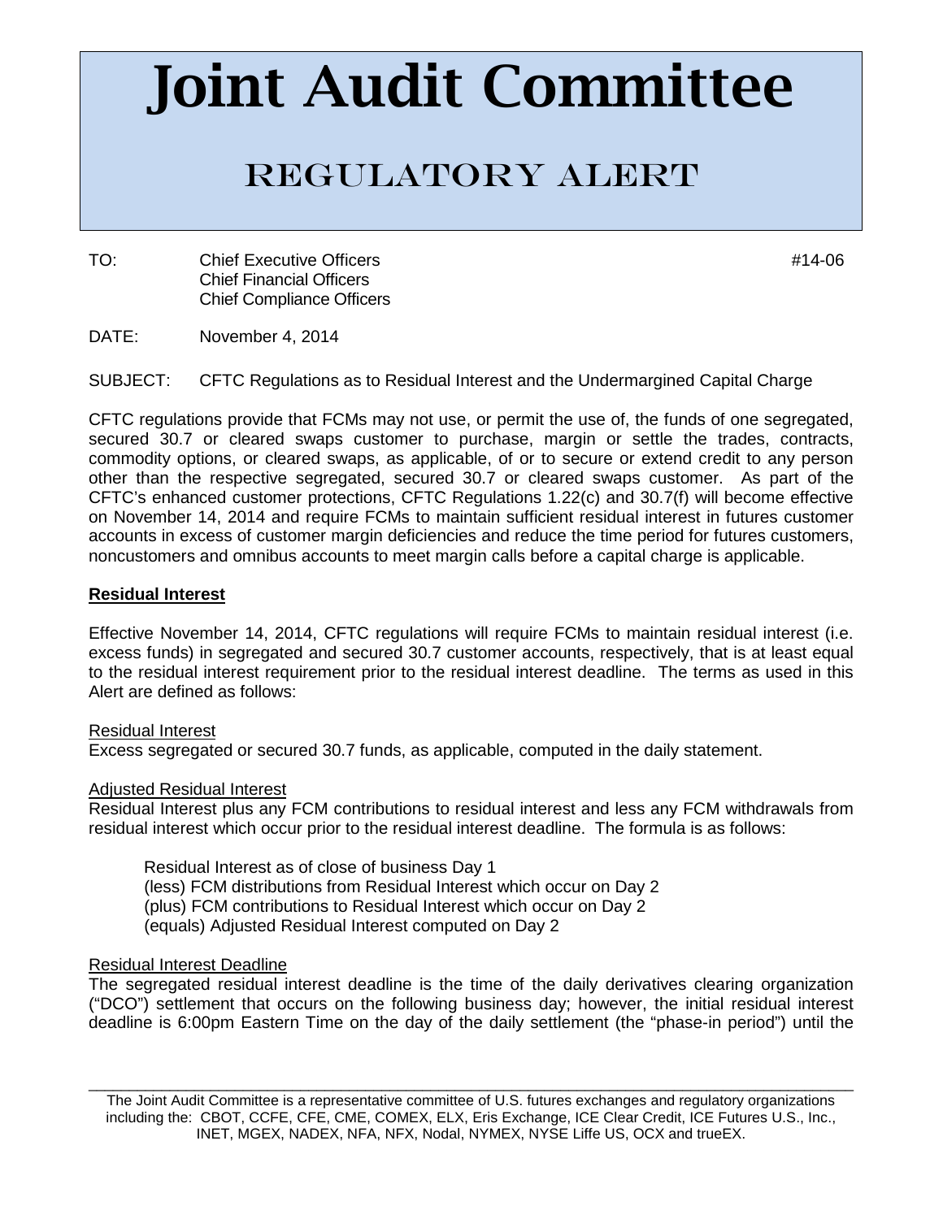# Joint Audit Committee

## REGULATORY ALERT

TO: Chief Executive Officers
Chief Financial Officers
Chief Compliance Officers

#14-06

DATE: November 4, 2014

SUBJECT: CFTC Regulations as to Residual Interest and the Undermargined Capital Charge

CFTC regulations provide that FCMs may not use, or permit the use of, the funds of one segregated, secured 30.7 or cleared swaps customer to purchase, margin or settle the trades, contracts, commodity options, or cleared swaps, as applicable, of or to secure or extend credit to any person other than the respective segregated, secured 30.7 or cleared swaps customer. As part of the CFTC's enhanced customer protections, CFTC Regulations 1.22(c) and 30.7(f) will become effective on November 14, 2014 and require FCMs to maintain sufficient residual interest in futures customer accounts in excess of customer margin deficiencies and reduce the time period for futures customers, noncustomers and omnibus accounts to meet margin calls before a capital charge is applicable.

**Residual Interest**

Effective November 14, 2014, CFTC regulations will require FCMs to maintain residual interest (i.e. excess funds) in segregated and secured 30.7 customer accounts, respectively, that is at least equal to the residual interest requirement prior to the residual interest deadline. The terms as used in this Alert are defined as follows:

Residual Interest
Excess segregated or secured 30.7 funds, as applicable, computed in the daily statement.

Adjusted Residual Interest
Residual Interest plus any FCM contributions to residual interest and less any FCM withdrawals from residual interest which occur prior to the residual interest deadline. The formula is as follows:

> Residual Interest as of close of business Day 1
> (less) FCM distributions from Residual Interest which occur on Day 2
> (plus) FCM contributions to Residual Interest which occur on Day 2
> (equals) Adjusted Residual Interest computed on Day 2

Residual Interest Deadline
The segregated residual interest deadline is the time of the daily derivatives clearing organization ("DCO") settlement that occurs on the following business day; however, the initial residual interest deadline is 6:00pm Eastern Time on the day of the daily settlement (the "phase-in period") until the

The Joint Audit Committee is a representative committee of U.S. futures exchanges and regulatory organizations including the: CBOT, CCFE, CFE, CME, COMEX, ELX, Eris Exchange, ICE Clear Credit, ICE Futures U.S., Inc., INET, MGEX, NADEX, NFA, NFX, Nodal, NYMEX, NYSE Liffe US, OCX and trueEX.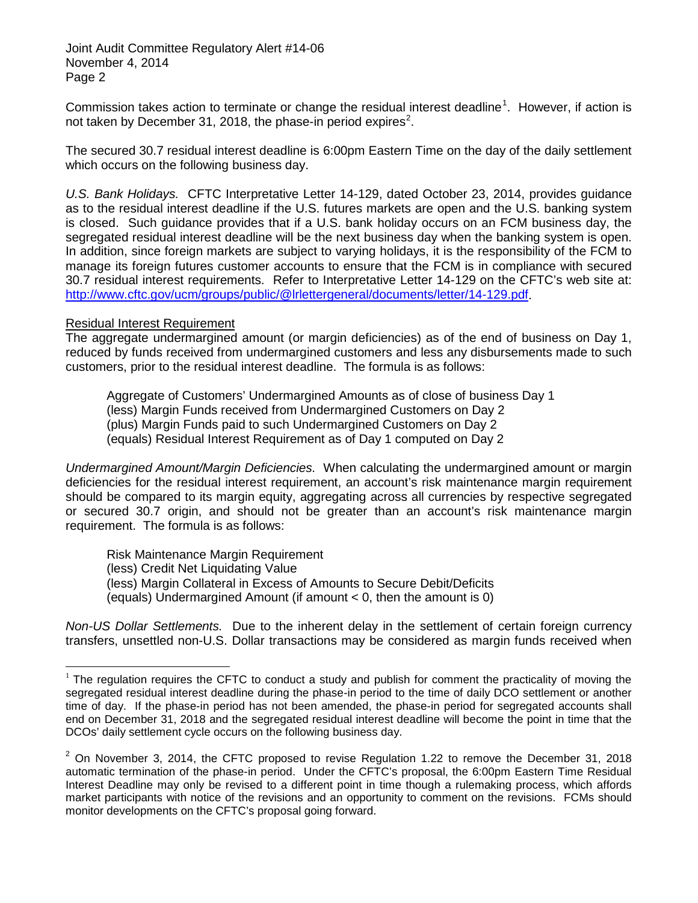Commission takes action to terminate or change the residual interest deadline[1]. However, if action is not taken by December 31, 2018, the phase-in period expires[2].

The secured 30.7 residual interest deadline is 6:00pm Eastern Time on the day of the daily settlement which occurs on the following business day.

*U.S. Bank Holidays.* CFTC Interpretative Letter 14-129, dated October 23, 2014, provides guidance as to the residual interest deadline if the U.S. futures markets are open and the U.S. banking system is closed. Such guidance provides that if a U.S. bank holiday occurs on an FCM business day, the segregated residual interest deadline will be the next business day when the banking system is open. In addition, since foreign markets are subject to varying holidays, it is the responsibility of the FCM to manage its foreign futures customer accounts to ensure that the FCM is in compliance with secured 30.7 residual interest requirements. Refer to Interpretative Letter 14-129 on the CFTC's web site at: [http://www.cftc.gov/ucm/groups/public/@lrlettergeneral/documents/letter/14-129.pdf](http://www.cftc.gov/ucm/groups/public/@lrlettergeneral/documents/letter/14-129.pdf).

<u>Residual Interest Requirement</u>

The aggregate undermargined amount (or margin deficiencies) as of the end of business on Day 1, reduced by funds received from undermargined customers and less any disbursements made to such customers, prior to the residual interest deadline. The formula is as follows:

> Aggregate of Customers' Undermargined Amounts as of close of business Day 1
> (less) Margin Funds received from Undermargined Customers on Day 2
> (plus) Margin Funds paid to such Undermargined Customers on Day 2
> (equals) Residual Interest Requirement as of Day 1 computed on Day 2

*Undermargined Amount/Margin Deficiencies.* When calculating the undermargined amount or margin deficiencies for the residual interest requirement, an account's risk maintenance margin requirement should be compared to its margin equity, aggregating across all currencies by respective segregated or secured 30.7 origin, and should not be greater than an account's risk maintenance margin requirement. The formula is as follows:

> Risk Maintenance Margin Requirement
> (less) Credit Net Liquidating Value
> (less) Margin Collateral in Excess of Amounts to Secure Debit/Deficits
> (equals) Undermargined Amount (if amount < 0, then the amount is 0)

*Non-US Dollar Settlements.* Due to the inherent delay in the settlement of certain foreign currency transfers, unsettled non-U.S. Dollar transactions may be considered as margin funds received when

---

[1] The regulation requires the CFTC to conduct a study and publish for comment the practicality of moving the segregated residual interest deadline during the phase-in period to the time of daily DCO settlement or another time of day. If the phase-in period has not been amended, the phase-in period for segregated accounts shall end on December 31, 2018 and the segregated residual interest deadline will become the point in time that the DCOs' daily settlement cycle occurs on the following business day.

[2] On November 3, 2014, the CFTC proposed to revise Regulation 1.22 to remove the December 31, 2018 automatic termination of the phase-in period. Under the CFTC's proposal, the 6:00pm Eastern Time Residual Interest Deadline may only be revised to a different point in time though a rulemaking process, which affords market participants with notice of the revisions and an opportunity to comment on the revisions. FCMs should monitor developments on the CFTC's proposal going forward.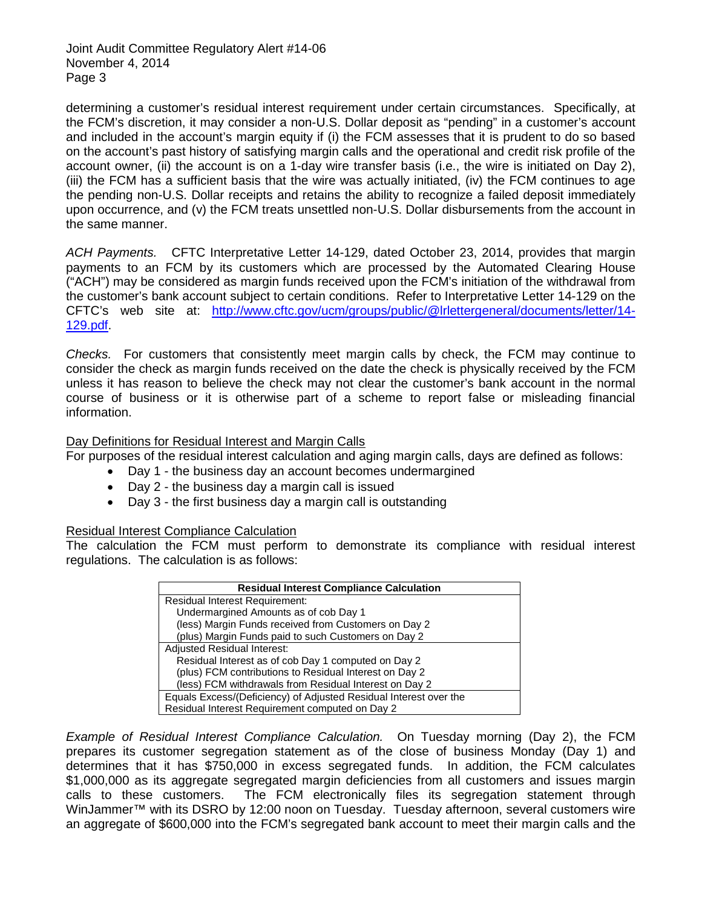determining a customer's residual interest requirement under certain circumstances. Specifically, at the FCM's discretion, it may consider a non-U.S. Dollar deposit as "pending" in a customer's account and included in the account's margin equity if (i) the FCM assesses that it is prudent to do so based on the account's past history of satisfying margin calls and the operational and credit risk profile of the account owner, (ii) the account is on a 1-day wire transfer basis (i.e., the wire is initiated on Day 2), (iii) the FCM has a sufficient basis that the wire was actually initiated, (iv) the FCM continues to age the pending non-U.S. Dollar receipts and retains the ability to recognize a failed deposit immediately upon occurrence, and (v) the FCM treats unsettled non-U.S. Dollar disbursements from the account in the same manner.

*ACH Payments.* CFTC Interpretative Letter 14-129, dated October 23, 2014, provides that margin payments to an FCM by its customers which are processed by the Automated Clearing House ("ACH") may be considered as margin funds received upon the FCM's initiation of the withdrawal from the customer's bank account subject to certain conditions. Refer to Interpretative Letter 14-129 on the CFTC's web site at: [http://www.cftc.gov/ucm/groups/public/@lrlettergeneral/documents/letter/14-129.pdf](http://www.cftc.gov/ucm/groups/public/@lrlettergeneral/documents/letter/14-129.pdf).

*Checks.* For customers that consistently meet margin calls by check, the FCM may continue to consider the check as margin funds received on the date the check is physically received by the FCM unless it has reason to believe the check may not clear the customer's bank account in the normal course of business or it is otherwise part of a scheme to report false or misleading financial information.

Day Definitions for Residual Interest and Margin Calls

For purposes of the residual interest calculation and aging margin calls, days are defined as follows:

- Day 1 - the business day an account becomes undermargined
- Day 2 - the business day a margin call is issued
- Day 3 - the first business day a margin call is outstanding

Residual Interest Compliance Calculation

The calculation the FCM must perform to demonstrate its compliance with residual interest regulations. The calculation is as follows:

| Residual Interest Compliance Calculation |
|---|
| Residual Interest Requirement: |
| Undermargined Amounts as of cob Day 1 |
| (less) Margin Funds received from Customers on Day 2 |
| (plus) Margin Funds paid to such Customers on Day 2 |
| Adjusted Residual Interest: |
| Residual Interest as of cob Day 1 computed on Day 2 |
| (plus) FCM contributions to Residual Interest on Day 2 |
| (less) FCM withdrawals from Residual Interest on Day 2 |
| Equals Excess/(Deficiency) of Adjusted Residual Interest over the Residual Interest Requirement computed on Day 2 |

*Example of Residual Interest Compliance Calculation.* On Tuesday morning (Day 2), the FCM prepares its customer segregation statement as of the close of business Monday (Day 1) and determines that it has $750,000 in excess segregated funds. In addition, the FCM calculates $1,000,000 as its aggregate segregated margin deficiencies from all customers and issues margin calls to these customers. The FCM electronically files its segregation statement through WinJammer™ with its DSRO by 12:00 noon on Tuesday. Tuesday afternoon, several customers wire an aggregate of $600,000 into the FCM's segregated bank account to meet their margin calls and the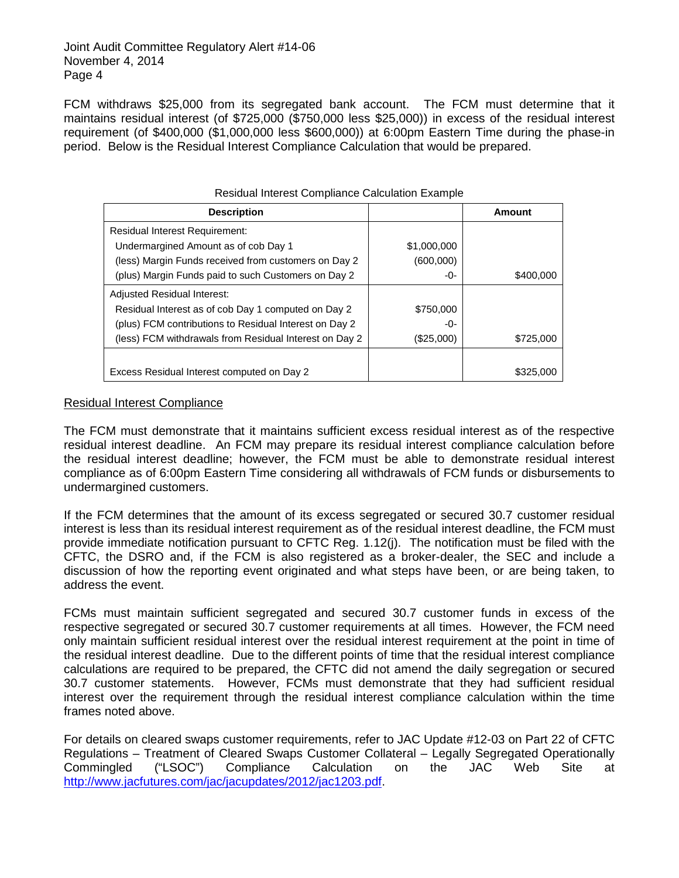FCM withdraws $25,000 from its segregated bank account. The FCM must determine that it maintains residual interest (of $725,000 ($750,000 less $25,000)) in excess of the residual interest requirement (of $400,000 ($1,000,000 less $600,000)) at 6:00pm Eastern Time during the phase-in period. Below is the Residual Interest Compliance Calculation that would be prepared.

Residual Interest Compliance Calculation Example

| Description | | Amount |
|---|---|---|
| Residual Interest Requirement: | | |
| Undermargined Amount as of cob Day 1 | $1,000,000 | |
| (less) Margin Funds received from customers on Day 2 | (600,000) | |
| (plus) Margin Funds paid to such Customers on Day 2 | -0- | $400,000 |
| Adjusted Residual Interest: | | |
| Residual Interest as of cob Day 1 computed on Day 2 | $750,000 | |
| (plus) FCM contributions to Residual Interest on Day 2 | -0- | |
| (less) FCM withdrawals from Residual Interest on Day 2 | ($25,000) | $725,000 |
| Excess Residual Interest computed on Day 2 | | $325,000 |

## Residual Interest Compliance

The FCM must demonstrate that it maintains sufficient excess residual interest as of the respective residual interest deadline. An FCM may prepare its residual interest compliance calculation before the residual interest deadline; however, the FCM must be able to demonstrate residual interest compliance as of 6:00pm Eastern Time considering all withdrawals of FCM funds or disbursements to undermargined customers.

If the FCM determines that the amount of its excess segregated or secured 30.7 customer residual interest is less than its residual interest requirement as of the residual interest deadline, the FCM must provide immediate notification pursuant to CFTC Reg. 1.12(j). The notification must be filed with the CFTC, the DSRO and, if the FCM is also registered as a broker-dealer, the SEC and include a discussion of how the reporting event originated and what steps have been, or are being taken, to address the event.

FCMs must maintain sufficient segregated and secured 30.7 customer funds in excess of the respective segregated or secured 30.7 customer requirements at all times. However, the FCM need only maintain sufficient residual interest over the residual interest requirement at the point in time of the residual interest deadline. Due to the different points of time that the residual interest compliance calculations are required to be prepared, the CFTC did not amend the daily segregation or secured 30.7 customer statements. However, FCMs must demonstrate that they had sufficient residual interest over the requirement through the residual interest compliance calculation within the time frames noted above.

For details on cleared swaps customer requirements, refer to JAC Update #12-03 on Part 22 of CFTC Regulations – Treatment of Cleared Swaps Customer Collateral – Legally Segregated Operationally Commingled ("LSOC") Compliance Calculation on the JAC Web Site at http://www.jacfutures.com/jac/jacupdates/2012/jac1203.pdf.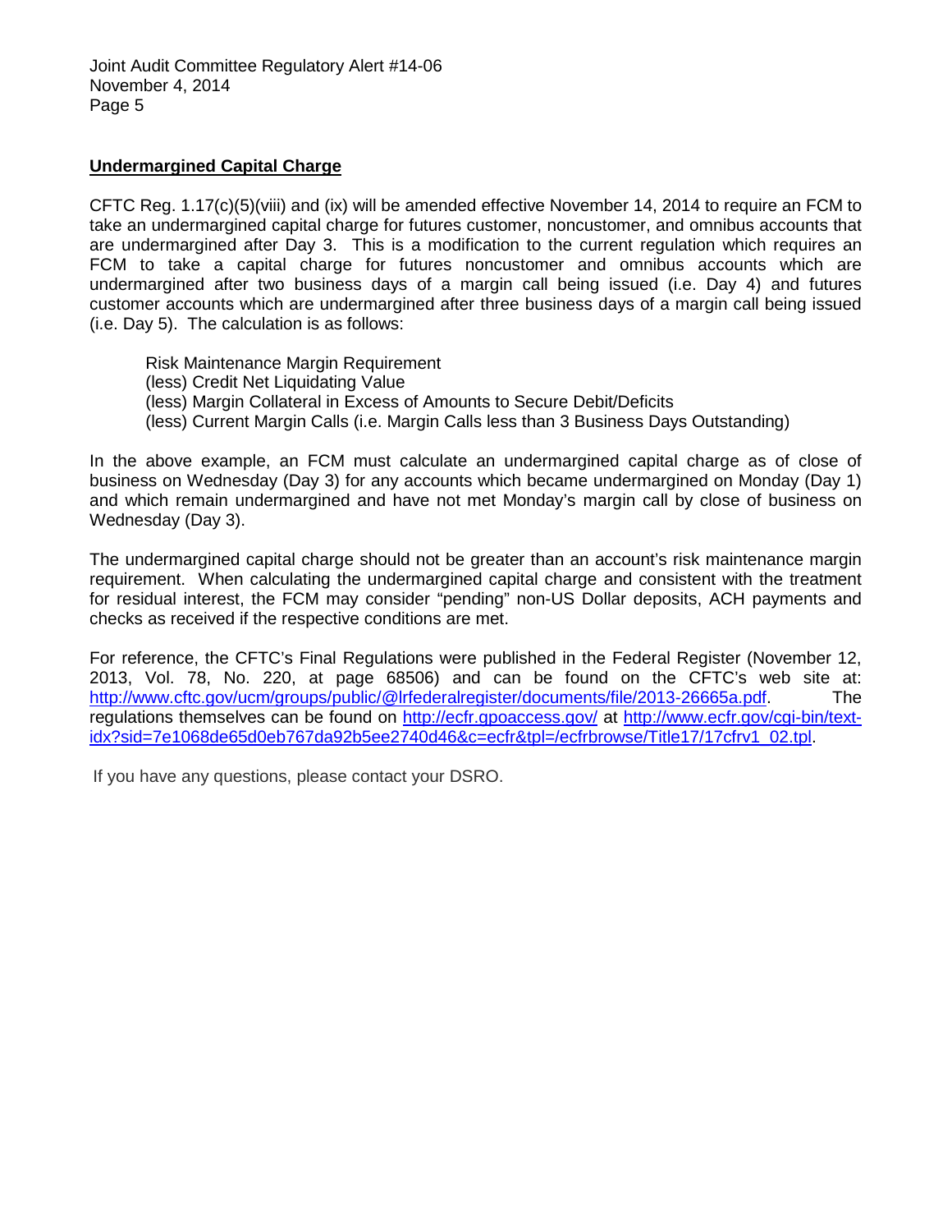**Undermargined Capital Charge**

CFTC Reg. 1.17(c)(5)(viii) and (ix) will be amended effective November 14, 2014 to require an FCM to take an undermargined capital charge for futures customer, noncustomer, and omnibus accounts that are undermargined after Day 3. This is a modification to the current regulation which requires an FCM to take a capital charge for futures noncustomer and omnibus accounts which are undermargined after two business days of a margin call being issued (i.e. Day 4) and futures customer accounts which are undermargined after three business days of a margin call being issued (i.e. Day 5). The calculation is as follows:

Risk Maintenance Margin Requirement
(less) Credit Net Liquidating Value
(less) Margin Collateral in Excess of Amounts to Secure Debit/Deficits
(less) Current Margin Calls (i.e. Margin Calls less than 3 Business Days Outstanding)

In the above example, an FCM must calculate an undermargined capital charge as of close of business on Wednesday (Day 3) for any accounts which became undermargined on Monday (Day 1) and which remain undermargined and have not met Monday's margin call by close of business on Wednesday (Day 3).

The undermargined capital charge should not be greater than an account's risk maintenance margin requirement. When calculating the undermargined capital charge and consistent with the treatment for residual interest, the FCM may consider "pending" non-US Dollar deposits, ACH payments and checks as received if the respective conditions are met.

For reference, the CFTC's Final Regulations were published in the Federal Register (November 12, 2013, Vol. 78, No. 220, at page 68506) and can be found on the CFTC's web site at: http://www.cftc.gov/ucm/groups/public/@lrfederalregister/documents/file/2013-26665a.pdf. The regulations themselves can be found on http://ecfr.gpoaccess.gov/ at http://www.ecfr.gov/cgi-bin/text-idx?sid=7e1068de65d0eb767da92b5ee2740d46&c=ecfr&tpl=/ecfrbrowse/Title17/17cfrv1_02.tpl.

If you have any questions, please contact your DSRO.